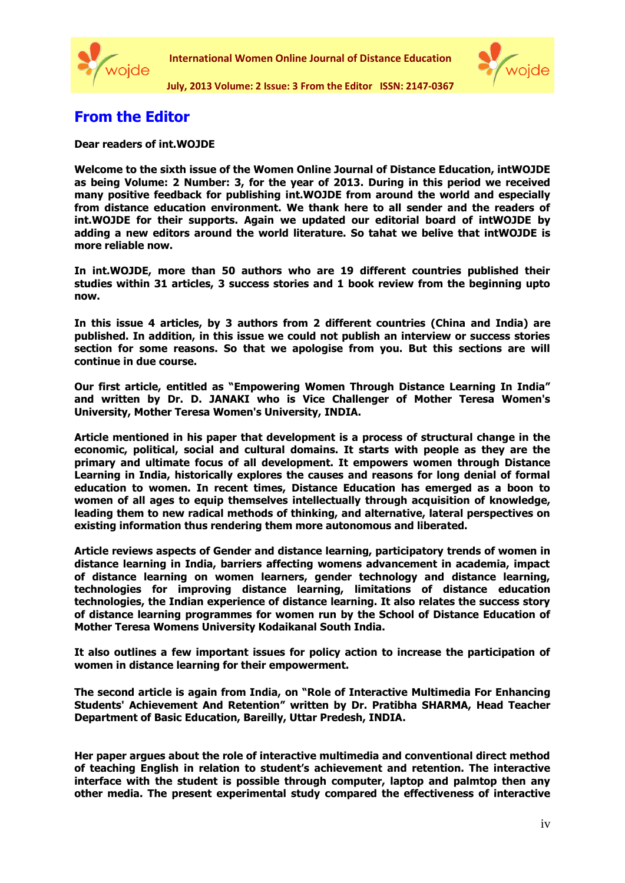# From the Editor

**Dear readers of int.WOJDE**

**Welcome to the sixth issue of the Women Online Journal of Distance Education, intWOJDE as being Volume: 2 Number: 3, for the year of 2013. During in this period we received many positive feedback for publishing int.WOJDE from around the world and especially from distance education environment. We thank here to all sender and the readers of int.WOJDE for their supports. Again we updated our editorial board of intWOJDE by adding a new editors around the world literature. So tahat we belive that intWOJDE is more reliable now.**

**In int.WOJDE, more than 50 authors who are 19 different countries published their studies within 31 articles, 3 success stories and 1 book review from the beginning upto now.**

**In this issue 4 articles, by 3 authors from 2 different countries (China and India) are published. In addition, in this issue we could not publish an interview or success stories section for some reasons. So that we apologise from you. But this sections are will continue in due course.**

**Our first article, entitled as "Empowering Women Through Distance Learning In India" and written by Dr. D. JANAKI who is Vice Challenger of Mother Teresa Women's University, Mother Teresa Women's University, INDIA.**

**Article mentioned in his paper that development is a process of structural change in the economic, political, social and cultural domains. It starts with people as they are the primary and ultimate focus of all development. It empowers women through Distance Learning in India, historically explores the causes and reasons for long denial of formal education to women. In recent times, Distance Education has emerged as a boon to women of all ages to equip themselves intellectually through acquisition of knowledge, leading them to new radical methods of thinking, and alternative, lateral perspectives on existing information thus rendering them more autonomous and liberated.**

**Article reviews aspects of Gender and distance learning, participatory trends of women in distance learning in India, barriers affecting womens advancement in academia, impact of distance learning on women learners, gender technology and distance learning, technologies for improving distance learning, limitations of distance education technologies, the Indian experience of distance learning. It also relates the success story of distance learning programmes for women run by the School of Distance Education of Mother Teresa Womens University Kodaikanal South India.**

**It also outlines a few important issues for policy action to increase the participation of women in distance learning for their empowerment.**

**The second article is again from India, on "Role of Interactive Multimedia For Enhancing Students' Achievement And Retention" written by Dr. Pratibha SHARMA, Head Teacher Department of Basic Education, Bareilly, Uttar Predesh, INDIA.**

**Her paper argues about the role of interactive multimedia and conventional direct method of teaching English in relation to student's achievement and retention. The interactive interface with the student is possible through computer, laptop and palmtop then any other media. The present experimental study compared the effectiveness of interactive**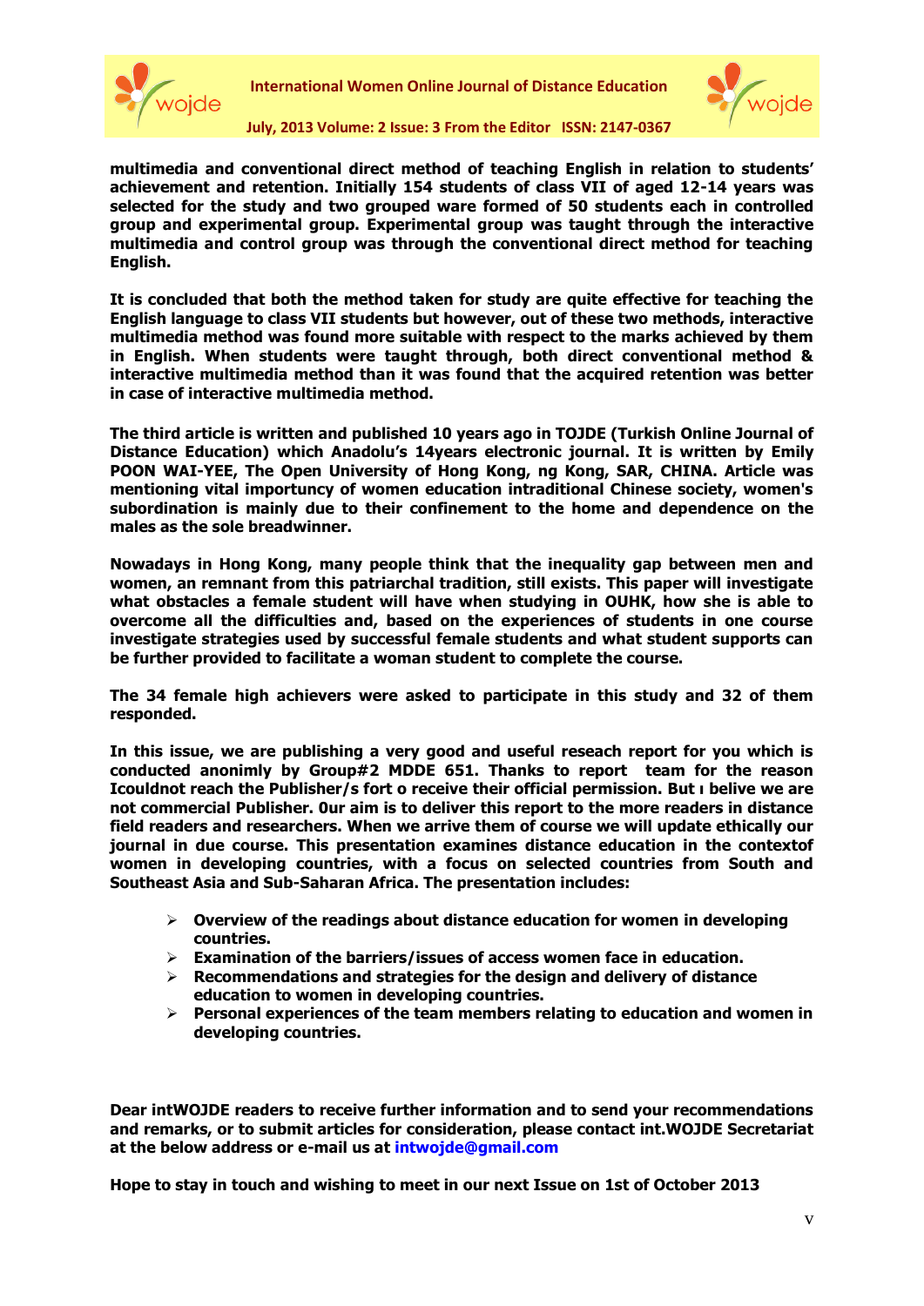**multimedia and conventional direct method of teaching English in relation to students' achievement and retention. Initially 154 students of class VII of aged 12-14 years was selected for the study and two grouped ware formed of 50 students each in controlled group and experimental group. Experimental group was taught through the interactive multimedia and control group was through the conventional direct method for teaching English.**

**It is concluded that both the method taken for study are quite effective for teaching the English language to class VII students but however, out of these two methods, interactive multimedia method was found more suitable with respect to the marks achieved by them in English. When students were taught through, both direct conventional method & interactive multimedia method than it was found that the acquired retention was better in case of interactive multimedia method.**

**The third article is written and published 10 years ago in TOJDE (Turkish Online Journal of Distance Education) which Anadolu's 14years electronic journal. It is written by Emily POON WAI-YEE, The Open University of Hong Kong, ng Kong, SAR, CHINA. Article was mentioning vital importuncy of women education intraditional Chinese society, women's subordination is mainly due to their confinement to the home and dependence on the males as the sole breadwinner.**

**Nowadays in Hong Kong, many people think that the inequality gap between men and women, an remnant from this patriarchal tradition, still exists. This paper will investigate what obstacles a female student will have when studying in OUHK, how she is able to overcome all the difficulties and, based on the experiences of students in one course investigate strategies used by successful female students and what student supports can be further provided to facilitate a woman student to complete the course.**

**The 34 female high achievers were asked to participate in this study and 32 of them responded.**

**In this issue, we are publishing a very good and useful reseach report for you which is conducted anonimly by Group#2 MDDE 651. Thanks to report team for the reason Icouldnot reach the Publisher/s fort o receive their official permission. But ı belive we are not commercial Publisher. 0ur aim is to deliver this report to the more readers in distance field readers and researchers. When we arrive them of course we will update ethically our journal in due course. This presentation examines distance education in the contextof women in developing countries, with a focus on selected countries from South and Southeast Asia and Sub-Saharan Africa. The presentation includes:**

- **Overview of the readings about distance education for women in developing countries.**
- **Examination of the barriers/issues of access women face in education.**
- **Recommendations and strategies for the design and delivery of distance education to women in developing countries.**
- **Personal experiences of the team members relating to education and women in developing countries.**

**Dear intWOJDE readers to receive further information and to send your recommendations and remarks, or to submit articles for consideration, please contact int.WOJDE Secretariat at the below address or e-mail us at intwojde@gmail.com**

**Hope to stay in touch and wishing to meet in our next Issue on 1st of October 2013**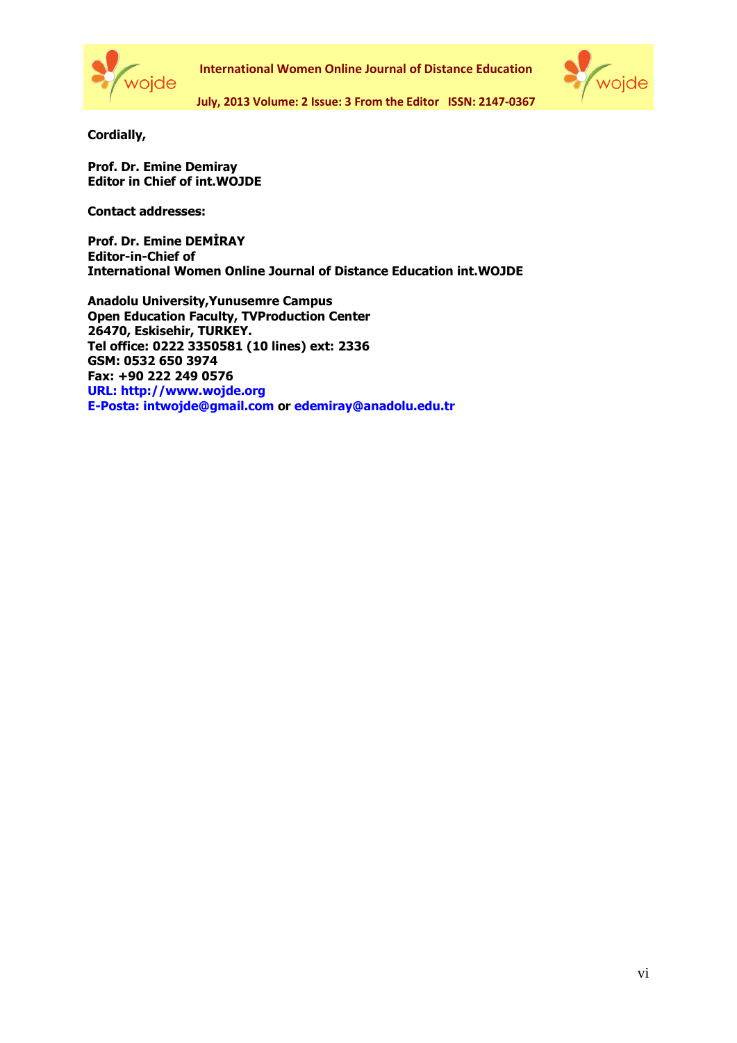**Cordially,**

**Prof. Dr. Emine Demiray**
**Editor in Chief of int.WOJDE**

**Contact addresses:**

**Prof. Dr. Emine DEMİRAY**
**Editor-in-Chief of**
**International Women Online Journal of Distance Education int.WOJDE**

**Anadolu University,Yunusemre Campus**
**Open Education Faculty, TVProduction Center**
**26470, Eskisehir, TURKEY.**
**Tel office: 0222 3350581 (10 lines) ext: 2336**
**GSM: 0532 650 3974**
**Fax: +90 222 249 0576**
**URL: http://www.wojde.org**
**E-Posta: intwojde@gmail.com or edemiray@anadolu.edu.tr**